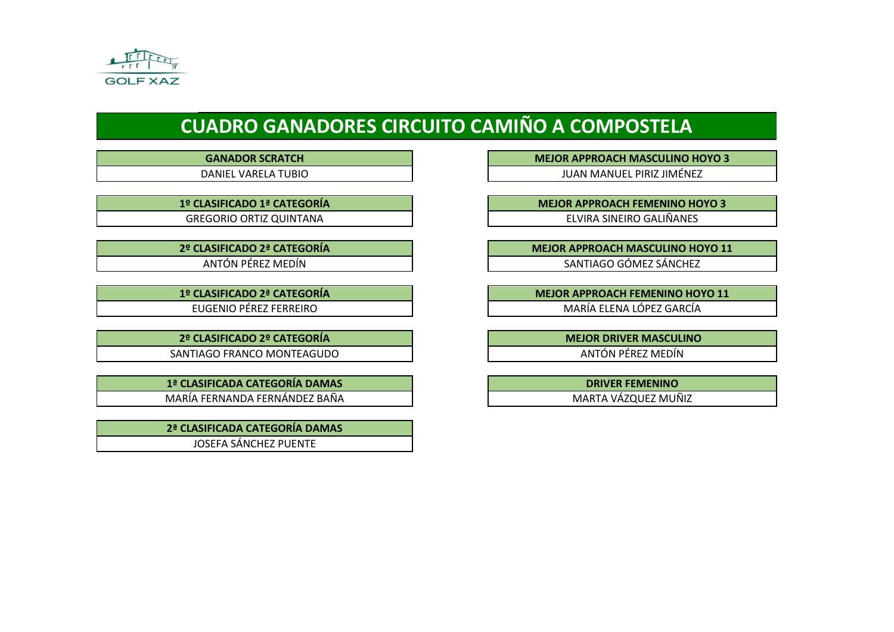GOLF XAZ

# CUADRO GANADORES CIRCUITO CAMIÑO A COMPOSTELA

| GANADOR SCRATCH |
| --- |
| DANIEL VARELA TUBIO |

| 1º CLASIFICADO 1ª CATEGORÍA |
| --- |
| GREGORIO ORTIZ QUINTANA |

| 2º CLASIFICADO 2ª CATEGORÍA |
| --- |
| ANTÓN PÉREZ MEDÍN |

| 1º CLASIFICADO 2ª CATEGORÍA |
| --- |
| EUGENIO PÉREZ FERREIRO |

| 2º CLASIFICADO 2º CATEGORÍA |
| --- |
| SANTIAGO FRANCO MONTEAGUDO |

| 1ª CLASIFICADA CATEGORÍA DAMAS |
| --- |
| MARÍA FERNANDA FERNÁNDEZ BAÑA |

| 2ª CLASIFICADA CATEGORÍA DAMAS |
| --- |
| JOSEFA SÁNCHEZ PUENTE |

| MEJOR APPROACH MASCULINO HOYO 3 |
| --- |
| JUAN MANUEL PIRIZ JIMÉNEZ |

| MEJOR APPROACH FEMENINO HOYO 3 |
| --- |
| ELVIRA SINEIRO GALIÑANES |

| MEJOR APPROACH MASCULINO HOYO 11 |
| --- |
| SANTIAGO GÓMEZ SÁNCHEZ |

| MEJOR APPROACH FEMENINO HOYO 11 |
| --- |
| MARÍA ELENA LÓPEZ GARCÍA |

| MEJOR DRIVER MASCULINO |
| --- |
| ANTÓN PÉREZ MEDÍN |

| DRIVER FEMENINO |
| --- |
| MARTA VÁZQUEZ MUÑIZ |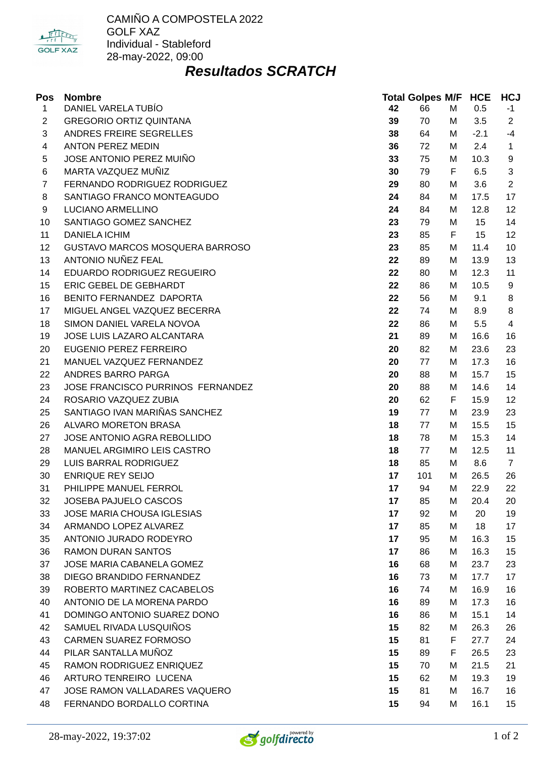CAMIÑO A COMPOSTELA 2022
GOLF XAZ
Individual - Stableford
28-may-2022, 09:00

## *Resultados SCRATCH*

| Pos | Nombre | Total | Golpes | M/F | HCE | HCJ |
|---|---|---|---|---|---|---|
| 1 | DANIEL VARELA TUBÍO | **42** | 66 | M | 0.5 | -1 |
| 2 | GREGORIO ORTIZ QUINTANA | **39** | 70 | M | 3.5 | 2 |
| 3 | ANDRES FREIRE SEGRELLES | **38** | 64 | M | -2.1 | -4 |
| 4 | ANTON PEREZ MEDIN | **36** | 72 | M | 2.4 | 1 |
| 5 | JOSE ANTONIO PEREZ MUIÑO | **33** | 75 | M | 10.3 | 9 |
| 6 | MARTA VAZQUEZ MUÑIZ | **30** | 79 | F | 6.5 | 3 |
| 7 | FERNANDO RODRIGUEZ RODRIGUEZ | **29** | 80 | M | 3.6 | 2 |
| 8 | SANTIAGO FRANCO MONTEAGUDO | **24** | 84 | M | 17.5 | 17 |
| 9 | LUCIANO ARMELLINO | **24** | 84 | M | 12.8 | 12 |
| 10 | SANTIAGO GOMEZ SANCHEZ | **23** | 79 | M | 15 | 14 |
| 11 | DANIELA ICHIM | **23** | 85 | F | 15 | 12 |
| 12 | GUSTAVO MARCOS MOSQUERA BARROSO | **23** | 85 | M | 11.4 | 10 |
| 13 | ANTONIO NUÑEZ FEAL | **22** | 89 | M | 13.9 | 13 |
| 14 | EDUARDO RODRIGUEZ REGUEIRO | **22** | 80 | M | 12.3 | 11 |
| 15 | ERIC GEBEL DE GEBHARDT | **22** | 86 | M | 10.5 | 9 |
| 16 | BENITO FERNANDEZ DAPORTA | **22** | 56 | M | 9.1 | 8 |
| 17 | MIGUEL ANGEL VAZQUEZ BECERRA | **22** | 74 | M | 8.9 | 8 |
| 18 | SIMON DANIEL VARELA NOVOA | **22** | 86 | M | 5.5 | 4 |
| 19 | JOSE LUIS LAZARO ALCANTARA | **21** | 89 | M | 16.6 | 16 |
| 20 | EUGENIO PEREZ FERREIRO | **20** | 82 | M | 23.6 | 23 |
| 21 | MANUEL VAZQUEZ FERNANDEZ | **20** | 77 | M | 17.3 | 16 |
| 22 | ANDRES BARRO PARGA | **20** | 88 | M | 15.7 | 15 |
| 23 | JOSE FRANCISCO PURRINOS FERNANDEZ | **20** | 88 | M | 14.6 | 14 |
| 24 | ROSARIO VAZQUEZ ZUBIA | **20** | 62 | F | 15.9 | 12 |
| 25 | SANTIAGO IVAN MARIÑAS SANCHEZ | **19** | 77 | M | 23.9 | 23 |
| 26 | ALVARO MORETON BRASA | **18** | 77 | M | 15.5 | 15 |
| 27 | JOSE ANTONIO AGRA REBOLLIDO | **18** | 78 | M | 15.3 | 14 |
| 28 | MANUEL ARGIMIRO LEIS CASTRO | **18** | 77 | M | 12.5 | 11 |
| 29 | LUIS BARRAL RODRIGUEZ | **18** | 85 | M | 8.6 | 7 |
| 30 | ENRIQUE REY SEIJO | **17** | 101 | M | 26.5 | 26 |
| 31 | PHILIPPE MANUEL FERROL | **17** | 94 | M | 22.9 | 22 |
| 32 | JOSEBA PAJUELO CASCOS | **17** | 85 | M | 20.4 | 20 |
| 33 | JOSE MARIA CHOUSA IGLESIAS | **17** | 92 | M | 20 | 19 |
| 34 | ARMANDO LOPEZ ALVAREZ | **17** | 85 | M | 18 | 17 |
| 35 | ANTONIO JURADO RODEYRO | **17** | 95 | M | 16.3 | 15 |
| 36 | RAMON DURAN SANTOS | **17** | 86 | M | 16.3 | 15 |
| 37 | JOSE MARIA CABANELA GOMEZ | **16** | 68 | M | 23.7 | 23 |
| 38 | DIEGO BRANDIDO FERNANDEZ | **16** | 73 | M | 17.7 | 17 |
| 39 | ROBERTO MARTINEZ CACABELOS | **16** | 74 | M | 16.9 | 16 |
| 40 | ANTONIO DE LA MORENA PARDO | **16** | 89 | M | 17.3 | 16 |
| 41 | DOMINGO ANTONIO SUAREZ DONO | **16** | 86 | M | 15.1 | 14 |
| 42 | SAMUEL RIVADA LUSQUIÑOS | **15** | 82 | M | 26.3 | 26 |
| 43 | CARMEN SUAREZ FORMOSO | **15** | 81 | F | 27.7 | 24 |
| 44 | PILAR SANTALLA MUÑOZ | **15** | 89 | F | 26.5 | 23 |
| 45 | RAMON RODRIGUEZ ENRIQUEZ | **15** | 70 | M | 21.5 | 21 |
| 46 | ARTURO TENREIRO LUCENA | **15** | 62 | M | 19.3 | 19 |
| 47 | JOSE RAMON VALLADARES VAQUERO | **15** | 81 | M | 16.7 | 16 |
| 48 | FERNANDO BORDALLO CORTINA | **15** | 94 | M | 16.1 | 15 |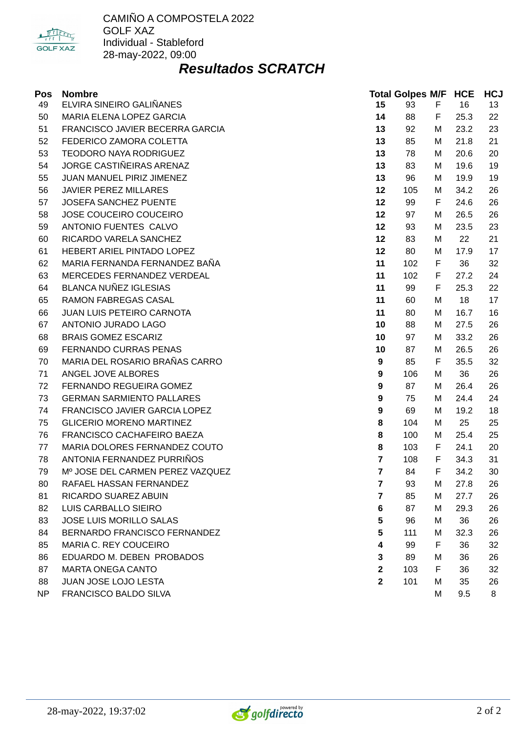CAMIÑO A COMPOSTELA 2022
GOLF XAZ
Individual - Stableford
28-may-2022, 09:00

## *Resultados SCRATCH*

| Pos | Nombre | Total | Golpes | M/F | HCE | HCJ |
|---|---|---|---|---|---|---|
| 49 | ELVIRA SINEIRO GALIÑANES | **15** | 93 | F | 16 | 13 |
| 50 | MARIA ELENA LOPEZ GARCIA | **14** | 88 | F | 25.3 | 22 |
| 51 | FRANCISCO JAVIER BECERRA GARCIA | **13** | 92 | M | 23.2 | 23 |
| 52 | FEDERICO ZAMORA COLETTA | **13** | 85 | M | 21.8 | 21 |
| 53 | TEODORO NAYA RODRIGUEZ | **13** | 78 | M | 20.6 | 20 |
| 54 | JORGE CASTIÑEIRAS ARENAZ | **13** | 83 | M | 19.6 | 19 |
| 55 | JUAN MANUEL PIRIZ JIMENEZ | **13** | 96 | M | 19.9 | 19 |
| 56 | JAVIER PEREZ MILLARES | **12** | 105 | M | 34.2 | 26 |
| 57 | JOSEFA SANCHEZ PUENTE | **12** | 99 | F | 24.6 | 26 |
| 58 | JOSE COUCEIRO COUCEIRO | **12** | 97 | M | 26.5 | 26 |
| 59 | ANTONIO FUENTES CALVO | **12** | 93 | M | 23.5 | 23 |
| 60 | RICARDO VARELA SANCHEZ | **12** | 83 | M | 22 | 21 |
| 61 | HEBERT ARIEL PINTADO LOPEZ | **12** | 80 | M | 17.9 | 17 |
| 62 | MARIA FERNANDA FERNANDEZ BAÑA | **11** | 102 | F | 36 | 32 |
| 63 | MERCEDES FERNANDEZ VERDEAL | **11** | 102 | F | 27.2 | 24 |
| 64 | BLANCA NUÑEZ IGLESIAS | **11** | 99 | F | 25.3 | 22 |
| 65 | RAMON FABREGAS CASAL | **11** | 60 | M | 18 | 17 |
| 66 | JUAN LUIS PETEIRO CARNOTA | **11** | 80 | M | 16.7 | 16 |
| 67 | ANTONIO JURADO LAGO | **10** | 88 | M | 27.5 | 26 |
| 68 | BRAIS GOMEZ ESCARIZ | **10** | 97 | M | 33.2 | 26 |
| 69 | FERNANDO CURRAS PENAS | **10** | 87 | M | 26.5 | 26 |
| 70 | MARIA DEL ROSARIO BRAÑAS CARRO | **9** | 85 | F | 35.5 | 32 |
| 71 | ANGEL JOVE ALBORES | **9** | 106 | M | 36 | 26 |
| 72 | FERNANDO REGUEIRA GOMEZ | **9** | 87 | M | 26.4 | 26 |
| 73 | GERMAN SARMIENTO PALLARES | **9** | 75 | M | 24.4 | 24 |
| 74 | FRANCISCO JAVIER GARCIA LOPEZ | **9** | 69 | M | 19.2 | 18 |
| 75 | GLICERIO MORENO MARTINEZ | **8** | 104 | M | 25 | 25 |
| 76 | FRANCISCO CACHAFEIRO BAEZA | **8** | 100 | M | 25.4 | 25 |
| 77 | MARIA DOLORES FERNANDEZ COUTO | **8** | 103 | F | 24.1 | 20 |
| 78 | ANTONIA FERNANDEZ PURRIÑOS | **7** | 108 | F | 34.3 | 31 |
| 79 | Mº JOSE DEL CARMEN PEREZ VAZQUEZ | **7** | 84 | F | 34.2 | 30 |
| 80 | RAFAEL HASSAN FERNANDEZ | **7** | 93 | M | 27.8 | 26 |
| 81 | RICARDO SUAREZ ABUIN | **7** | 85 | M | 27.7 | 26 |
| 82 | LUIS CARBALLO SIEIRO | **6** | 87 | M | 29.3 | 26 |
| 83 | JOSE LUIS MORILLO SALAS | **5** | 96 | M | 36 | 26 |
| 84 | BERNARDO FRANCISCO FERNANDEZ | **5** | 111 | M | 32.3 | 26 |
| 85 | MARIA C. REY COUCEIRO | **4** | 99 | F | 36 | 32 |
| 86 | EDUARDO M. DEBEN PROBADOS | **3** | 89 | M | 36 | 26 |
| 87 | MARTA ONEGA CANTO | **2** | 103 | F | 36 | 32 |
| 88 | JUAN JOSE LOJO LESTA | **2** | 101 | M | 35 | 26 |
| NP | FRANCISCO BALDO SILVA | | | M | 9.5 | 8 |

28-may-2022, 19:37:02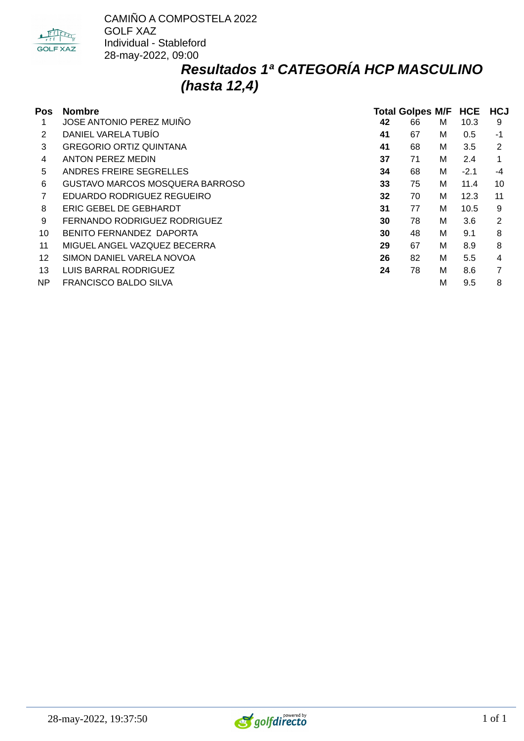CAMIÑO A COMPOSTELA 2022
GOLF XAZ
Individual - Stableford
28-may-2022, 09:00

## *Resultados 1ª CATEGORÍA HCP MASCULINO (hasta 12,4)*

| Pos | Nombre | Total | Golpes | M/F | HCE | HCJ |
|---|---|---|---|---|---|---|
| 1 | JOSE ANTONIO PEREZ MUIÑO | **42** | 66 | M | 10.3 | 9 |
| 2 | DANIEL VARELA TUBÍO | **41** | 67 | M | 0.5 | -1 |
| 3 | GREGORIO ORTIZ QUINTANA | **41** | 68 | M | 3.5 | 2 |
| 4 | ANTON PEREZ MEDIN | **37** | 71 | M | 2.4 | 1 |
| 5 | ANDRES FREIRE SEGRELLES | **34** | 68 | M | -2.1 | -4 |
| 6 | GUSTAVO MARCOS MOSQUERA BARROSO | **33** | 75 | M | 11.4 | 10 |
| 7 | EDUARDO RODRIGUEZ REGUEIRO | **32** | 70 | M | 12.3 | 11 |
| 8 | ERIC GEBEL DE GEBHARDT | **31** | 77 | M | 10.5 | 9 |
| 9 | FERNANDO RODRIGUEZ RODRIGUEZ | **30** | 78 | M | 3.6 | 2 |
| 10 | BENITO FERNANDEZ DAPORTA | **30** | 48 | M | 9.1 | 8 |
| 11 | MIGUEL ANGEL VAZQUEZ BECERRA | **29** | 67 | M | 8.9 | 8 |
| 12 | SIMON DANIEL VARELA NOVOA | **26** | 82 | M | 5.5 | 4 |
| 13 | LUIS BARRAL RODRIGUEZ | **24** | 78 | M | 8.6 | 7 |
| NP | FRANCISCO BALDO SILVA | | | M | 9.5 | 8 |

28-may-2022, 19:37:50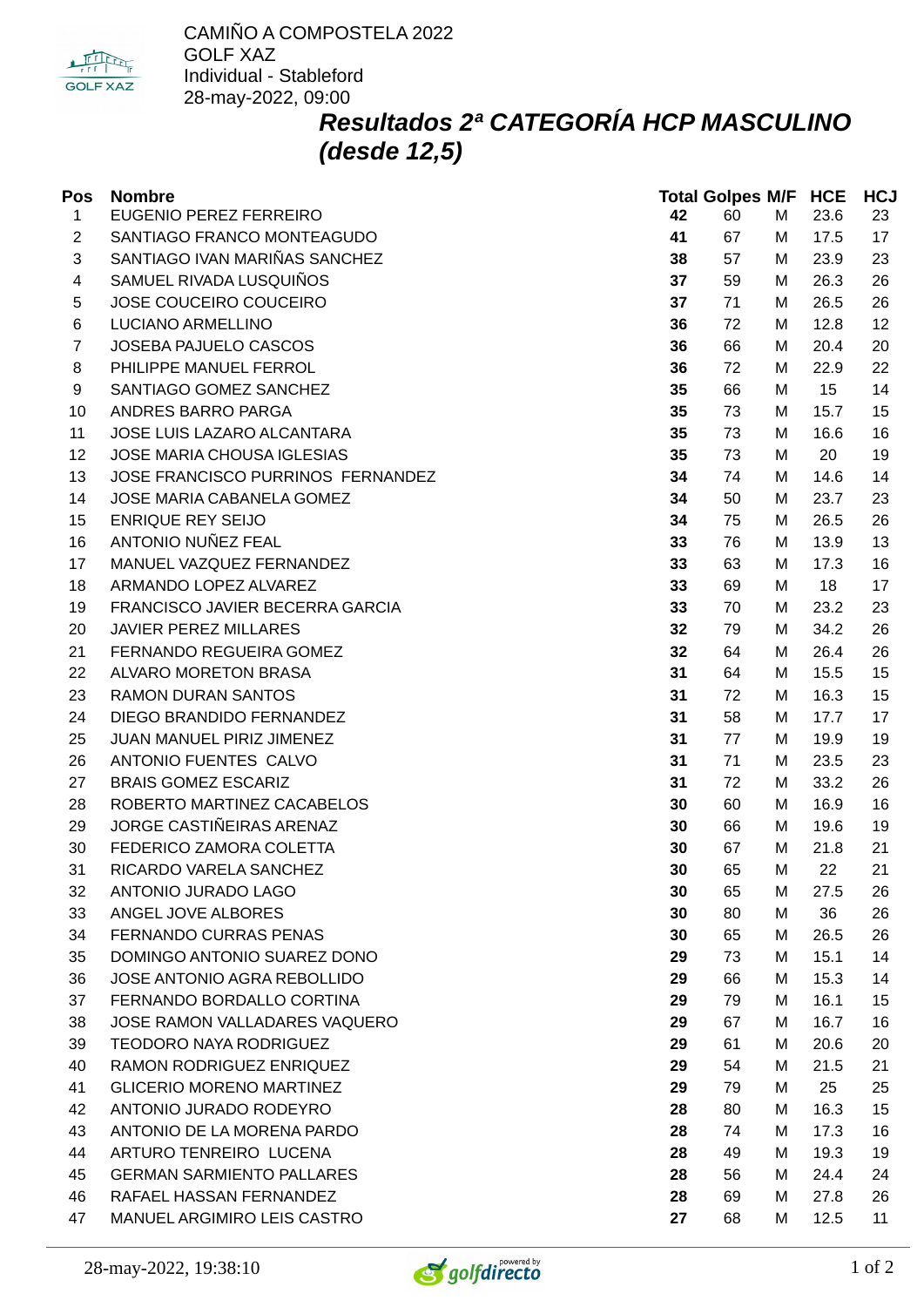CAMIÑO A COMPOSTELA 2022
GOLF XAZ
Individual - Stableford
28-may-2022, 09:00

# *Resultados 2ª CATEGORÍA HCP MASCULINO (desde 12,5)*

| Pos | Nombre | Total | Golpes | M/F | HCE | HCJ |
|---|---|---|---|---|---|---|
| 1 | EUGENIO PEREZ FERREIRO | **42** | 60 | M | 23.6 | 23 |
| 2 | SANTIAGO FRANCO MONTEAGUDO | **41** | 67 | M | 17.5 | 17 |
| 3 | SANTIAGO IVAN MARIÑAS SANCHEZ | **38** | 57 | M | 23.9 | 23 |
| 4 | SAMUEL RIVADA LUSQUIÑOS | **37** | 59 | M | 26.3 | 26 |
| 5 | JOSE COUCEIRO COUCEIRO | **37** | 71 | M | 26.5 | 26 |
| 6 | LUCIANO ARMELLINO | **36** | 72 | M | 12.8 | 12 |
| 7 | JOSEBA PAJUELO CASCOS | **36** | 66 | M | 20.4 | 20 |
| 8 | PHILIPPE MANUEL FERROL | **36** | 72 | M | 22.9 | 22 |
| 9 | SANTIAGO GOMEZ SANCHEZ | **35** | 66 | M | 15 | 14 |
| 10 | ANDRES BARRO PARGA | **35** | 73 | M | 15.7 | 15 |
| 11 | JOSE LUIS LAZARO ALCANTARA | **35** | 73 | M | 16.6 | 16 |
| 12 | JOSE MARIA CHOUSA IGLESIAS | **35** | 73 | M | 20 | 19 |
| 13 | JOSE FRANCISCO PURRINOS FERNANDEZ | **34** | 74 | M | 14.6 | 14 |
| 14 | JOSE MARIA CABANELA GOMEZ | **34** | 50 | M | 23.7 | 23 |
| 15 | ENRIQUE REY SEIJO | **34** | 75 | M | 26.5 | 26 |
| 16 | ANTONIO NUÑEZ FEAL | **33** | 76 | M | 13.9 | 13 |
| 17 | MANUEL VAZQUEZ FERNANDEZ | **33** | 63 | M | 17.3 | 16 |
| 18 | ARMANDO LOPEZ ALVAREZ | **33** | 69 | M | 18 | 17 |
| 19 | FRANCISCO JAVIER BECERRA GARCIA | **33** | 70 | M | 23.2 | 23 |
| 20 | JAVIER PEREZ MILLARES | **32** | 79 | M | 34.2 | 26 |
| 21 | FERNANDO REGUEIRA GOMEZ | **32** | 64 | M | 26.4 | 26 |
| 22 | ALVARO MORETON BRASA | **31** | 64 | M | 15.5 | 15 |
| 23 | RAMON DURAN SANTOS | **31** | 72 | M | 16.3 | 15 |
| 24 | DIEGO BRANDIDO FERNANDEZ | **31** | 58 | M | 17.7 | 17 |
| 25 | JUAN MANUEL PIRIZ JIMENEZ | **31** | 77 | M | 19.9 | 19 |
| 26 | ANTONIO FUENTES CALVO | **31** | 71 | M | 23.5 | 23 |
| 27 | BRAIS GOMEZ ESCARIZ | **31** | 72 | M | 33.2 | 26 |
| 28 | ROBERTO MARTINEZ CACABELOS | **30** | 60 | M | 16.9 | 16 |
| 29 | JORGE CASTIÑEIRAS ARENAZ | **30** | 66 | M | 19.6 | 19 |
| 30 | FEDERICO ZAMORA COLETTA | **30** | 67 | M | 21.8 | 21 |
| 31 | RICARDO VARELA SANCHEZ | **30** | 65 | M | 22 | 21 |
| 32 | ANTONIO JURADO LAGO | **30** | 65 | M | 27.5 | 26 |
| 33 | ANGEL JOVE ALBORES | **30** | 80 | M | 36 | 26 |
| 34 | FERNANDO CURRAS PENAS | **30** | 65 | M | 26.5 | 26 |
| 35 | DOMINGO ANTONIO SUAREZ DONO | **29** | 73 | M | 15.1 | 14 |
| 36 | JOSE ANTONIO AGRA REBOLLIDO | **29** | 66 | M | 15.3 | 14 |
| 37 | FERNANDO BORDALLO CORTINA | **29** | 79 | M | 16.1 | 15 |
| 38 | JOSE RAMON VALLADARES VAQUERO | **29** | 67 | M | 16.7 | 16 |
| 39 | TEODORO NAYA RODRIGUEZ | **29** | 61 | M | 20.6 | 20 |
| 40 | RAMON RODRIGUEZ ENRIQUEZ | **29** | 54 | M | 21.5 | 21 |
| 41 | GLICERIO MORENO MARTINEZ | **29** | 79 | M | 25 | 25 |
| 42 | ANTONIO JURADO RODEYRO | **28** | 80 | M | 16.3 | 15 |
| 43 | ANTONIO DE LA MORENA PARDO | **28** | 74 | M | 17.3 | 16 |
| 44 | ARTURO TENREIRO LUCENA | **28** | 49 | M | 19.3 | 19 |
| 45 | GERMAN SARMIENTO PALLARES | **28** | 56 | M | 24.4 | 24 |
| 46 | RAFAEL HASSAN FERNANDEZ | **28** | 69 | M | 27.8 | 26 |
| 47 | MANUEL ARGIMIRO LEIS CASTRO | **27** | 68 | M | 12.5 | 11 |

28-may-2022, 19:38:10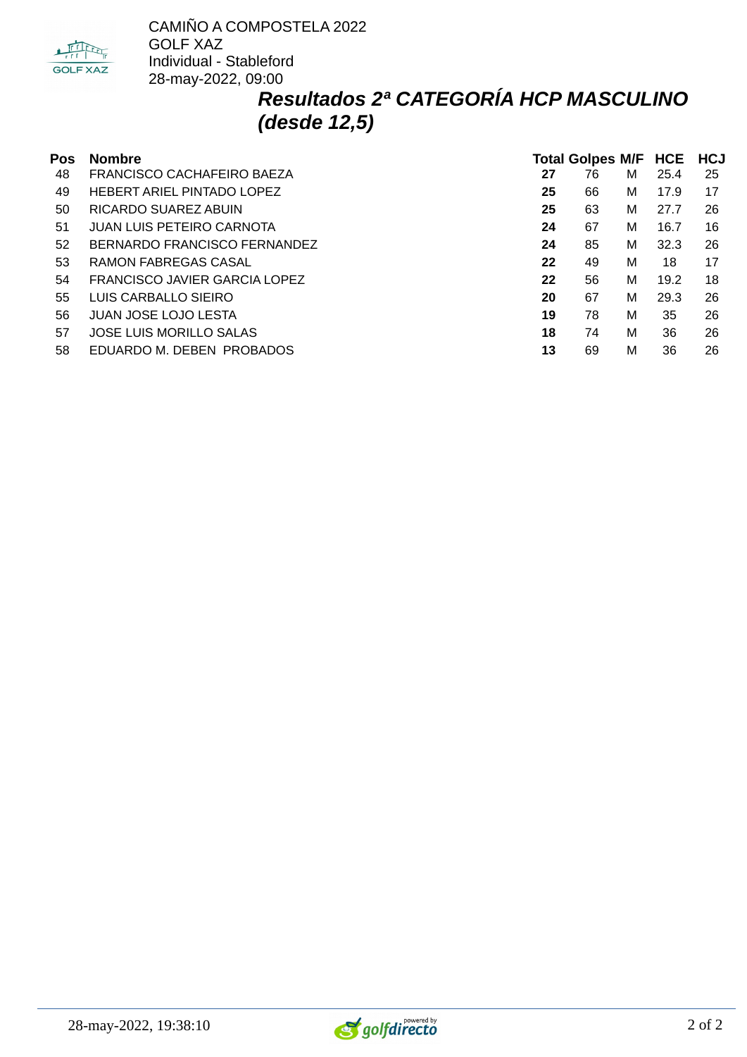CAMIÑO A COMPOSTELA 2022
GOLF XAZ
Individual - Stableford
28-may-2022, 09:00

## *Resultados 2ª CATEGORÍA HCP MASCULINO (desde 12,5)*

| Pos | Nombre | Total | Golpes | M/F | HCE | HCJ |
|---|---|---|---|---|---|---|
| 48 | FRANCISCO CACHAFEIRO BAEZA | **27** | 76 | M | 25.4 | 25 |
| 49 | HEBERT ARIEL PINTADO LOPEZ | **25** | 66 | M | 17.9 | 17 |
| 50 | RICARDO SUAREZ ABUIN | **25** | 63 | M | 27.7 | 26 |
| 51 | JUAN LUIS PETEIRO CARNOTA | **24** | 67 | M | 16.7 | 16 |
| 52 | BERNARDO FRANCISCO FERNANDEZ | **24** | 85 | M | 32.3 | 26 |
| 53 | RAMON FABREGAS CASAL | **22** | 49 | M | 18 | 17 |
| 54 | FRANCISCO JAVIER GARCIA LOPEZ | **22** | 56 | M | 19.2 | 18 |
| 55 | LUIS CARBALLO SIEIRO | **20** | 67 | M | 29.3 | 26 |
| 56 | JUAN JOSE LOJO LESTA | **19** | 78 | M | 35 | 26 |
| 57 | JOSE LUIS MORILLO SALAS | **18** | 74 | M | 36 | 26 |
| 58 | EDUARDO M. DEBEN PROBADOS | **13** | 69 | M | 36 | 26 |

28-may-2022, 19:38:10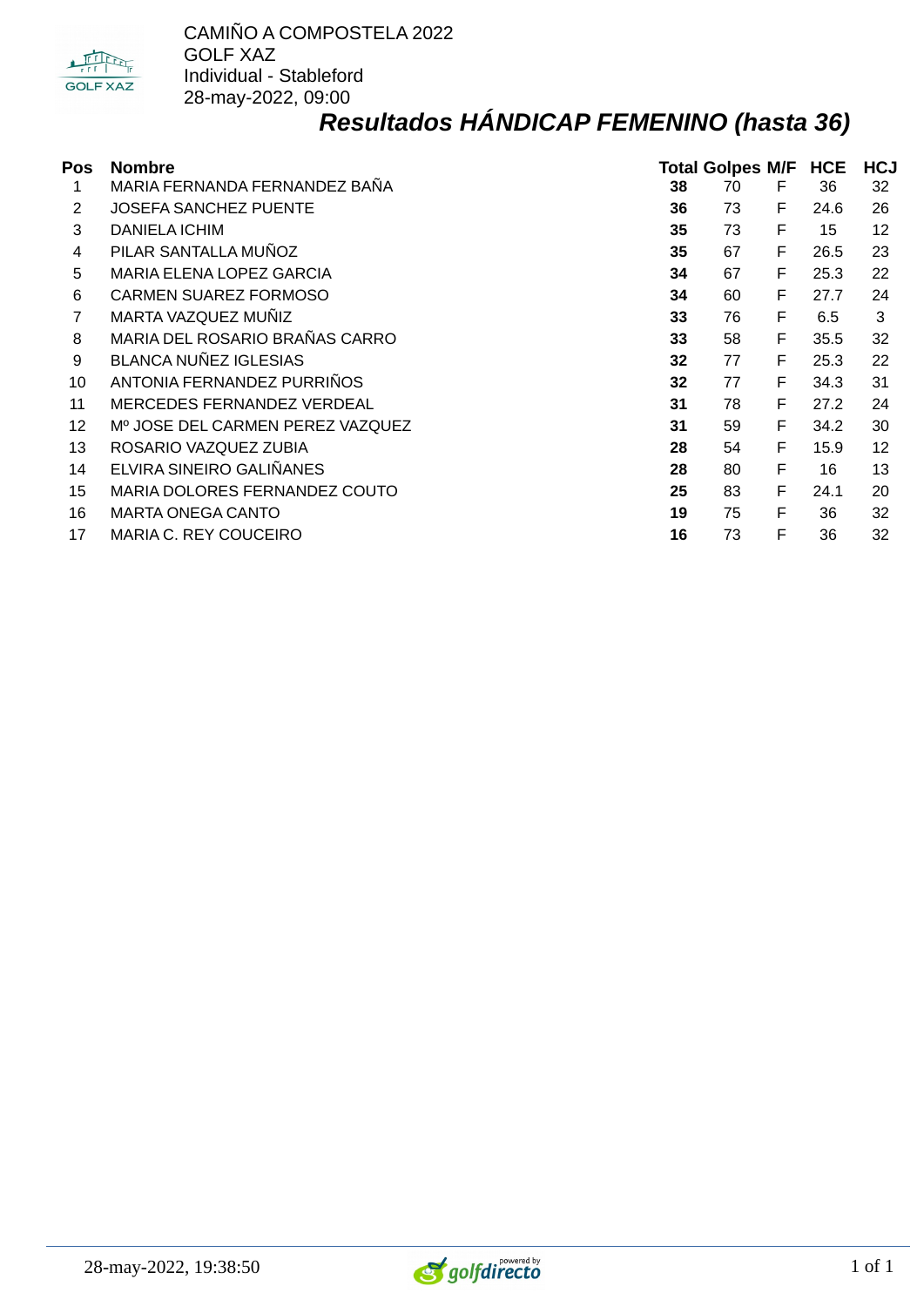CAMIÑO A COMPOSTELA 2022
GOLF XAZ
Individual - Stableford
28-may-2022, 09:00

# Resultados HÁNDICAP FEMENINO (hasta 36)

| Pos | Nombre | Total | Golpes | M/F | HCE | HCJ |
|---|---|---|---|---|---|---|
| 1 | MARIA FERNANDA FERNANDEZ BAÑA | **38** | 70 | F | 36 | 32 |
| 2 | JOSEFA SANCHEZ PUENTE | **36** | 73 | F | 24.6 | 26 |
| 3 | DANIELA ICHIM | **35** | 73 | F | 15 | 12 |
| 4 | PILAR SANTALLA MUÑOZ | **35** | 67 | F | 26.5 | 23 |
| 5 | MARIA ELENA LOPEZ GARCIA | **34** | 67 | F | 25.3 | 22 |
| 6 | CARMEN SUAREZ FORMOSO | **34** | 60 | F | 27.7 | 24 |
| 7 | MARTA VAZQUEZ MUÑIZ | **33** | 76 | F | 6.5 | 3 |
| 8 | MARIA DEL ROSARIO BRAÑAS CARRO | **33** | 58 | F | 35.5 | 32 |
| 9 | BLANCA NUÑEZ IGLESIAS | **32** | 77 | F | 25.3 | 22 |
| 10 | ANTONIA FERNANDEZ PURRIÑOS | **32** | 77 | F | 34.3 | 31 |
| 11 | MERCEDES FERNANDEZ VERDEAL | **31** | 78 | F | 27.2 | 24 |
| 12 | Mº JOSE DEL CARMEN PEREZ VAZQUEZ | **31** | 59 | F | 34.2 | 30 |
| 13 | ROSARIO VAZQUEZ ZUBIA | **28** | 54 | F | 15.9 | 12 |
| 14 | ELVIRA SINEIRO GALIÑANES | **28** | 80 | F | 16 | 13 |
| 15 | MARIA DOLORES FERNANDEZ COUTO | **25** | 83 | F | 24.1 | 20 |
| 16 | MARTA ONEGA CANTO | **19** | 75 | F | 36 | 32 |
| 17 | MARIA C. REY COUCEIRO | **16** | 73 | F | 36 | 32 |

28-may-2022, 19:38:50